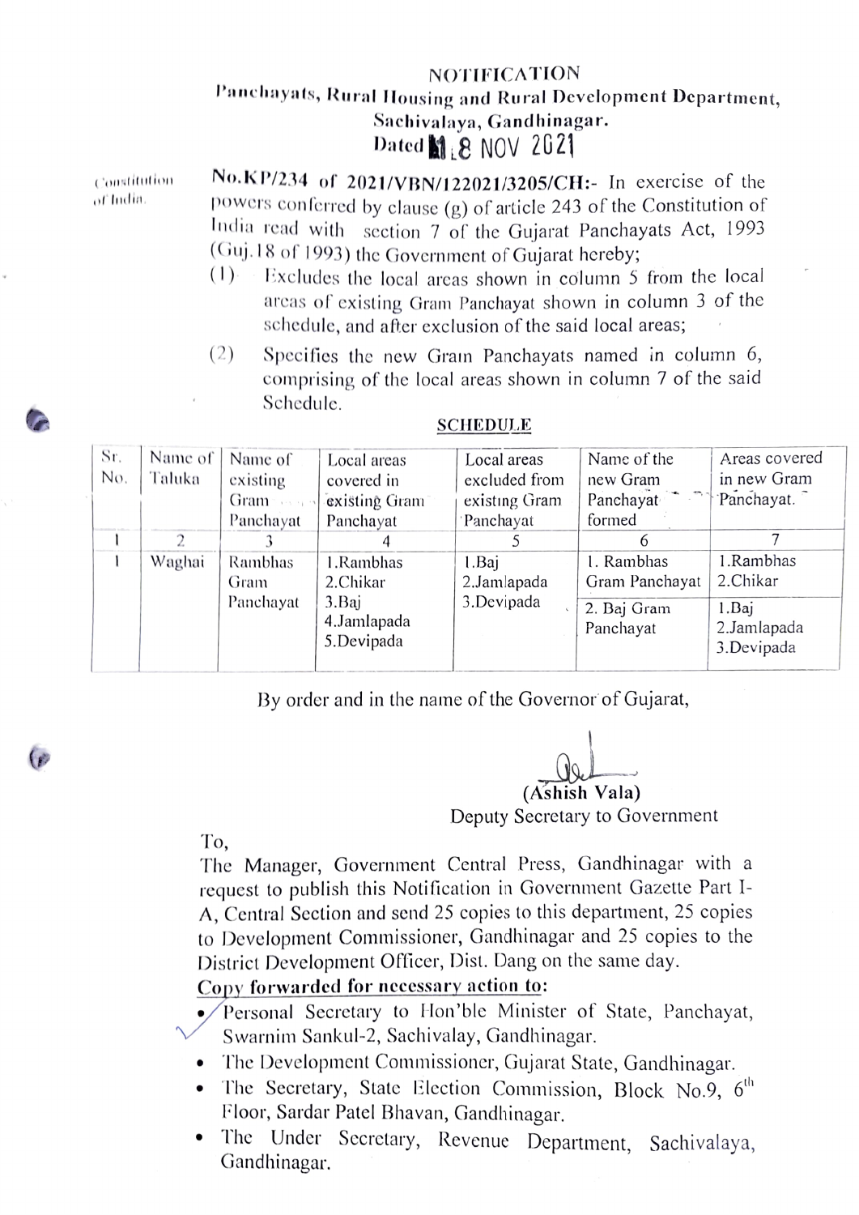# NOTIFICATION

**Panchayats, Rural Housing and Rural Development Department,**
**Sachivalaya, Gandhinagar.**
**Dated 18 NOV 2021**

Constitution of India.

**No.KP/234 of 2021/VBN/122021/3205/CH:-** In exercise of the powers conferred by clause (g) of article 243 of the Constitution of India read with section 7 of the Gujarat Panchayats Act, 1993 (Guj.18 of 1993) the Government of Gujarat hereby;

(1) Excludes the local areas shown in column 5 from the local areas of existing Gram Panchayat shown in column 3 of the schedule, and after exclusion of the said local areas;

(2) Specifies the new Gram Panchayats named in column 6, comprising of the local areas shown in column 7 of the said Schedule.

**SCHEDULE**

| Sr. No. | Name of Taluka | Name of existing Gram Panchayat | Local areas covered in existing Gram Panchayat | Local areas excluded from existing Gram Panchayat | Name of the new Gram Panchayat formed | Areas covered in new Gram Panchayat. |
|---|---|---|---|---|---|---|
| 1 | 2 | 3 | 4 | 5 | 6 | 7 |
| 1 | Waghai | Rambhas Gram Panchayat | 1.Rambhas<br>2.Chikar<br>3.Baj<br>4.Jamlapada<br>5.Devipada | 1.Baj<br>2.Jamlapada<br>3.Devipada | 1. Rambhas Gram Panchayat | 1.Rambhas<br>2.Chikar |
| | | | | | 2. Baj Gram Panchayat | 1.Baj<br>2.Jamlapada<br>3.Devipada |

By order and in the name of the Governor of Gujarat,

(Ashish Vala)
Deputy Secretary to Government

To,
The Manager, Government Central Press, Gandhinagar with a request to publish this Notification in Government Gazette Part I-A, Central Section and send 25 copies to this department, 25 copies to Development Commissioner, Gandhinagar and 25 copies to the District Development Officer, Dist. Dang on the same day.

**Copy forwarded for necessary action to:**

- Personal Secretary to Hon'ble Minister of State, Panchayat, Swarnim Sankul-2, Sachivalay, Gandhinagar.
- The Development Commissioner, Gujarat State, Gandhinagar.
- The Secretary, State Election Commission, Block No.9, 6th Floor, Sardar Patel Bhavan, Gandhinagar.
- The Under Secretary, Revenue Department, Sachivalaya, Gandhinagar.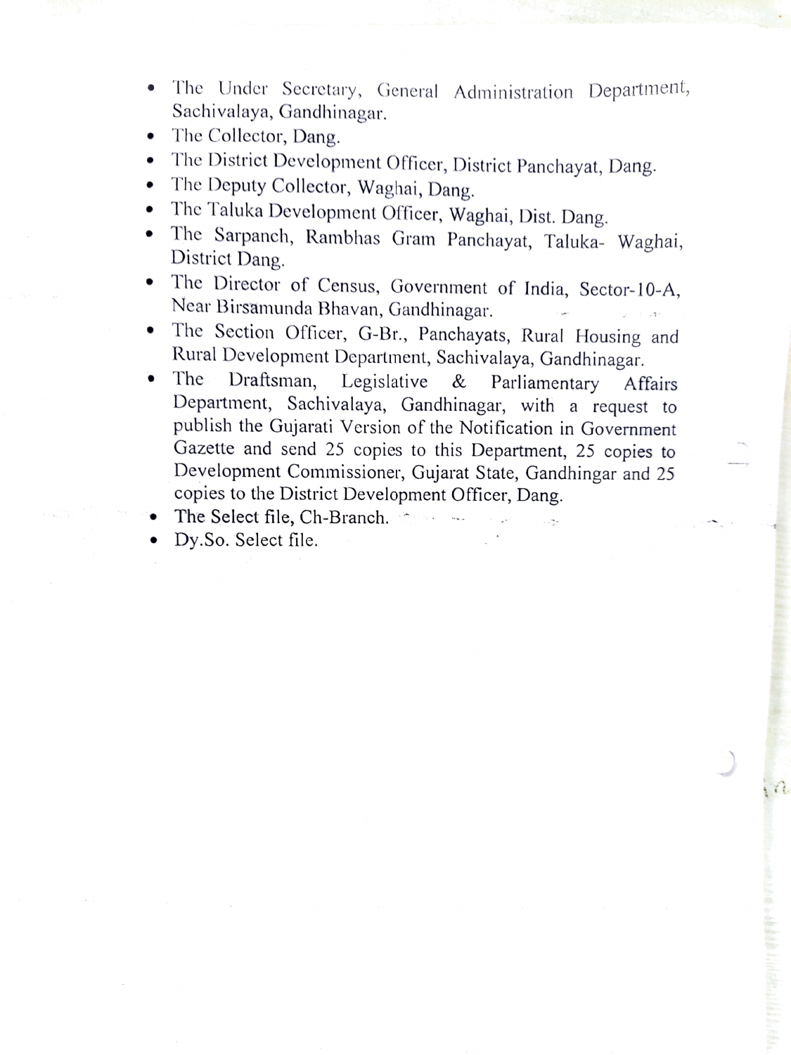- The Under Secretary, General Administration Department, Sachivalaya, Gandhinagar.
- The Collector, Dang.
- The District Development Officer, District Panchayat, Dang.
- The Deputy Collector, Waghai, Dang.
- The Taluka Development Officer, Waghai, Dist. Dang.
- The Sarpanch, Rambhas Gram Panchayat, Taluka- Waghai, District Dang.
- The Director of Census, Government of India, Sector-10-A, Near Birsamunda Bhavan, Gandhinagar.
- The Section Officer, G-Br., Panchayats, Rural Housing and Rural Development Department, Sachivalaya, Gandhinagar.
- The Draftsman, Legislative & Parliamentary Affairs Department, Sachivalaya, Gandhinagar, with a request to publish the Gujarati Version of the Notification in Government Gazette and send 25 copies to this Department, 25 copies to Development Commissioner, Gujarat State, Gandhingar and 25 copies to the District Development Officer, Dang.
- The Select file, Ch-Branch.
- Dy.So. Select file.